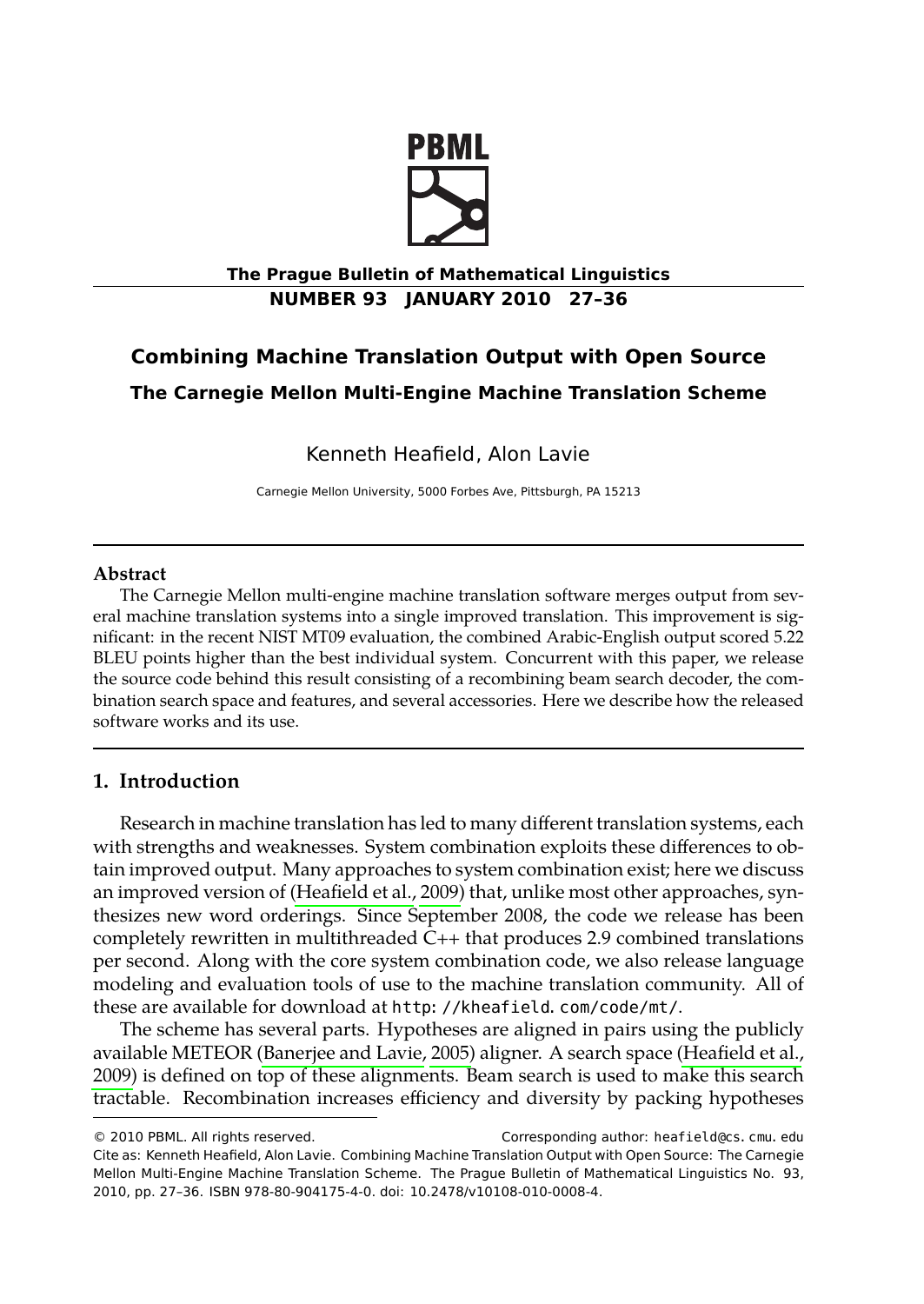**The Prague Bulletin of Mathematical Linguistics**

**NUMBER 93 JANUARY 2010 27–36**

# Combining Machine Translation Output with Open Source

## The Carnegie Mellon Multi-Engine Machine Translation Scheme

Kenneth Heafield, Alon Lavie

Carnegie Mellon University, 5000 Forbes Ave, Pittsburgh, PA 15213

### Abstract

The Carnegie Mellon multi-engine machine translation software merges output from several machine translation systems into a single improved translation. This improvement is significant: in the recent NIST MT09 evaluation, the combined Arabic-English output scored 5.22 BLEU points higher than the best individual system. Concurrent with this paper, we release the source code behind this result consisting of a recombining beam search decoder, the combination search space and features, and several accessories. Here we describe how the released software works and its use.

## 1. Introduction

Research in machine translation has led to many different translation systems, each with strengths and weaknesses. System combination exploits these differences to obtain improved output. Many approaches to system combination exist; here we discuss an improved version of (Heafield et al., 2009) that, unlike most other approaches, synthesizes new word orderings. Since September 2008, the code we release has been completely rewritten in multithreaded C++ that produces 2.9 combined translations per second. Along with the core system combination code, we also release language modeling and evaluation tools of use to the machine translation community. All of these are available for download at http://kheafield.com/code/mt/.

The scheme has several parts. Hypotheses are aligned in pairs using the publicly available METEOR (Banerjee and Lavie, 2005) aligner. A search space (Heafield et al., 2009) is defined on top of these alignments. Beam search is used to make this search tractable. Recombination increases efficiency and diversity by packing hypotheses

---

© 2010 PBML. All rights reserved. Corresponding author: heafield@cs.cmu.edu

Cite as: Kenneth Heafield, Alon Lavie. Combining Machine Translation Output with Open Source: The Carnegie Mellon Multi-Engine Machine Translation Scheme. The Prague Bulletin of Mathematical Linguistics No. 93, 2010, pp. 27–36. ISBN 978-80-904175-4-0. doi: 10.2478/v10108-010-0008-4.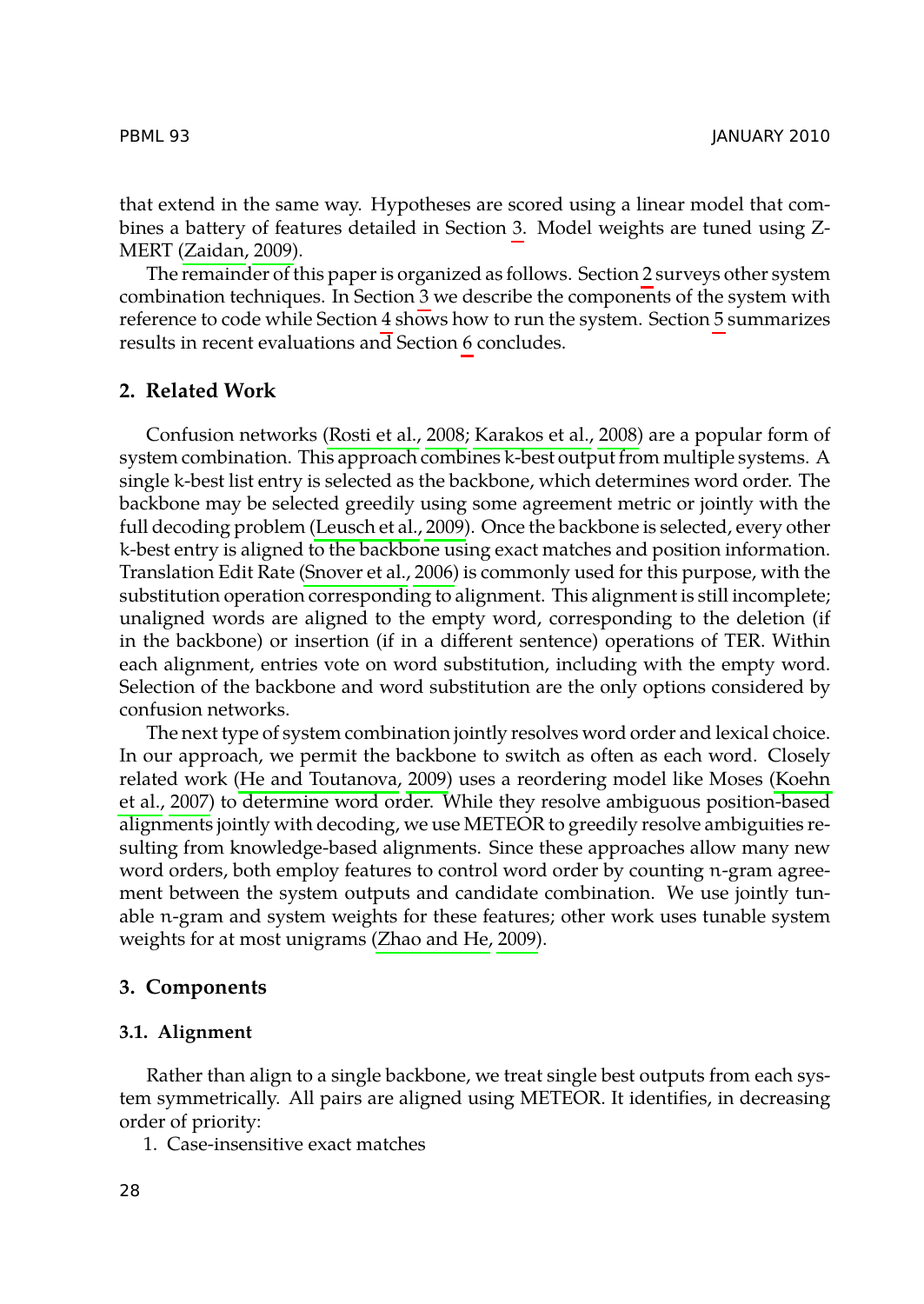that extend in the same way. Hypotheses are scored using a linear model that combines a battery of features detailed in Section 3. Model weights are tuned using Z-MERT (Zaidan, 2009).

The remainder of this paper is organized as follows. Section 2 surveys other system combination techniques. In Section 3 we describe the components of the system with reference to code while Section 4 shows how to run the system. Section 5 summarizes results in recent evaluations and Section 6 concludes.

## 2. Related Work

Confusion networks (Rosti et al., 2008; Karakos et al., 2008) are a popular form of system combination. This approach combines k-best output from multiple systems. A single k-best list entry is selected as the backbone, which determines word order. The backbone may be selected greedily using some agreement metric or jointly with the full decoding problem (Leusch et al., 2009). Once the backbone is selected, every other k-best entry is aligned to the backbone using exact matches and position information. Translation Edit Rate (Snover et al., 2006) is commonly used for this purpose, with the substitution operation corresponding to alignment. This alignment is still incomplete; unaligned words are aligned to the empty word, corresponding to the deletion (if in the backbone) or insertion (if in a different sentence) operations of TER. Within each alignment, entries vote on word substitution, including with the empty word. Selection of the backbone and word substitution are the only options considered by confusion networks.

The next type of system combination jointly resolves word order and lexical choice. In our approach, we permit the backbone to switch as often as each word. Closely related work (He and Toutanova, 2009) uses a reordering model like Moses (Koehn et al., 2007) to determine word order. While they resolve ambiguous position-based alignments jointly with decoding, we use METEOR to greedily resolve ambiguities resulting from knowledge-based alignments. Since these approaches allow many new word orders, both employ features to control word order by counting n-gram agreement between the system outputs and candidate combination. We use jointly tunable n-gram and system weights for these features; other work uses tunable system weights for at most unigrams (Zhao and He, 2009).

## 3. Components

### 3.1. Alignment

Rather than align to a single backbone, we treat single best outputs from each system symmetrically. All pairs are aligned using METEOR. It identifies, in decreasing order of priority:

1. Case-insensitive exact matches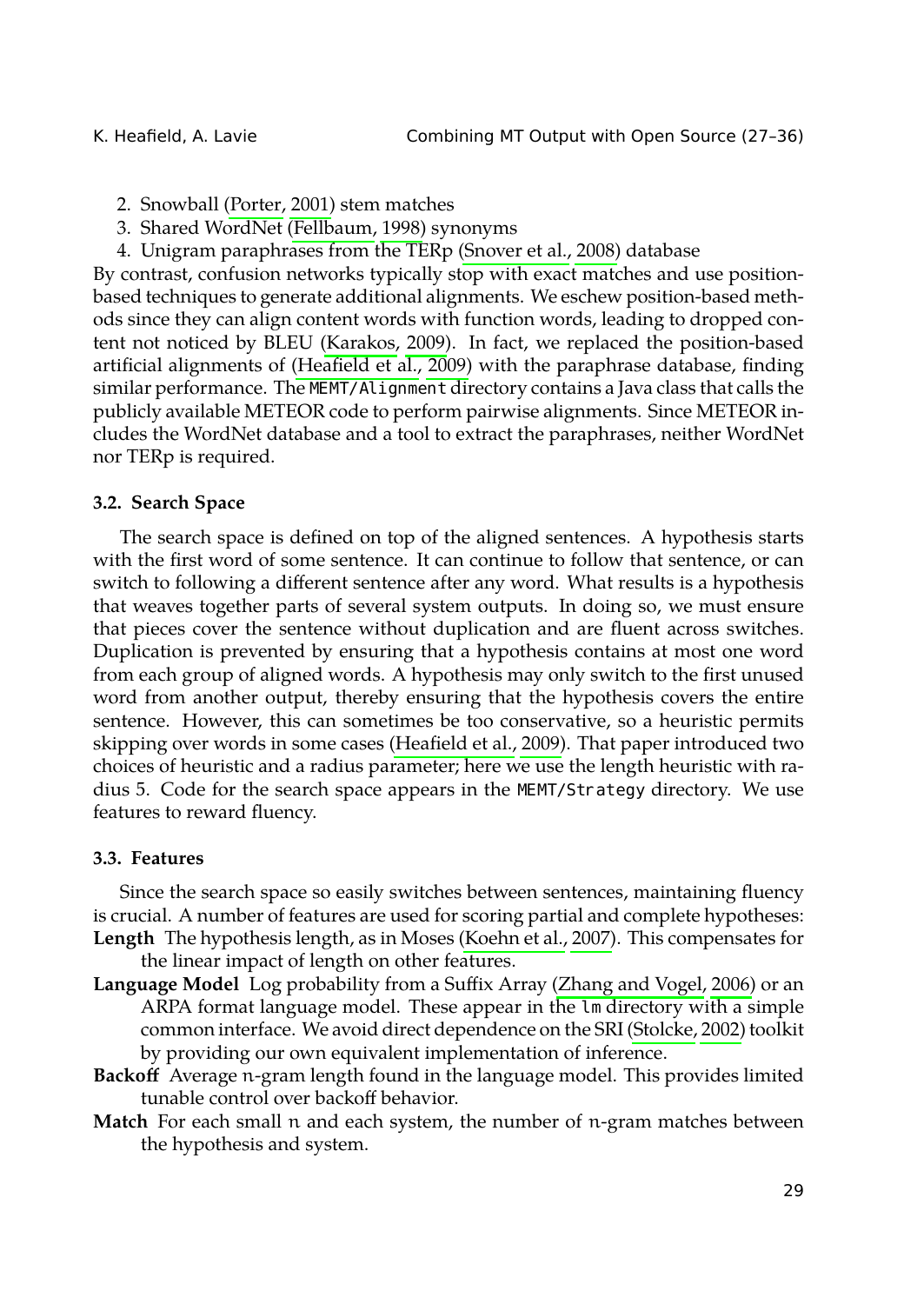2. Snowball (Porter, 2001) stem matches
3. Shared WordNet (Fellbaum, 1998) synonyms
4. Unigram paraphrases from the TERp (Snover et al., 2008) database

By contrast, confusion networks typically stop with exact matches and use position-based techniques to generate additional alignments. We eschew position-based methods since they can align content words with function words, leading to dropped content not noticed by BLEU (Karakos, 2009). In fact, we replaced the position-based artificial alignments of (Heafield et al., 2009) with the paraphrase database, finding similar performance. The `MEMT/Alignment` directory contains a Java class that calls the publicly available METEOR code to perform pairwise alignments. Since METEOR includes the WordNet database and a tool to extract the paraphrases, neither WordNet nor TERp is required.

### 3.2. Search Space

The search space is defined on top of the aligned sentences. A hypothesis starts with the first word of some sentence. It can continue to follow that sentence, or can switch to following a different sentence after any word. What results is a hypothesis that weaves together parts of several system outputs. In doing so, we must ensure that pieces cover the sentence without duplication and are fluent across switches. Duplication is prevented by ensuring that a hypothesis contains at most one word from each group of aligned words. A hypothesis may only switch to the first unused word from another output, thereby ensuring that the hypothesis covers the entire sentence. However, this can sometimes be too conservative, so a heuristic permits skipping over words in some cases (Heafield et al., 2009). That paper introduced two choices of heuristic and a radius parameter; here we use the length heuristic with radius 5. Code for the search space appears in the `MEMT/Strategy` directory. We use features to reward fluency.

### 3.3. Features

Since the search space so easily switches between sentences, maintaining fluency is crucial. A number of features are used for scoring partial and complete hypotheses:

**Length** The hypothesis length, as in Moses (Koehn et al., 2007). This compensates for the linear impact of length on other features.

**Language Model** Log probability from a Suffix Array (Zhang and Vogel, 2006) or an ARPA format language model. These appear in the `lm` directory with a simple common interface. We avoid direct dependence on the SRI (Stolcke, 2002) toolkit by providing our own equivalent implementation of inference.

**Backoff** Average $n$-gram length found in the language model. This provides limited tunable control over backoff behavior.

**Match** For each small $n$ and each system, the number of $n$-gram matches between the hypothesis and system.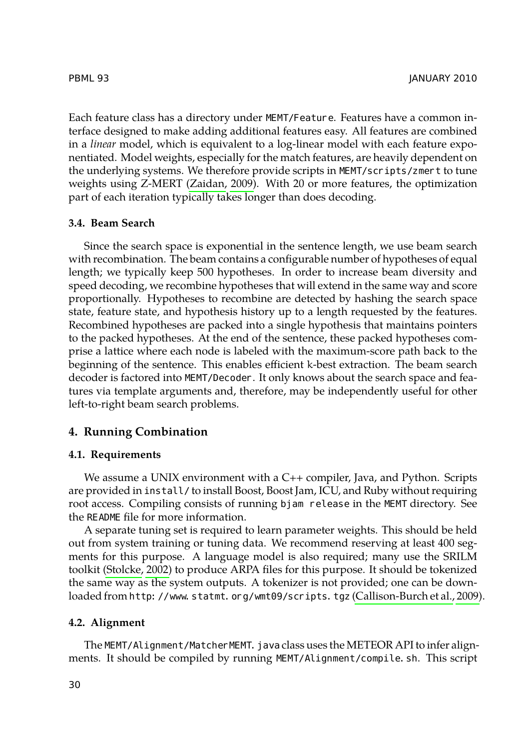Each feature class has a directory under MEMT/Feature. Features have a common interface designed to make adding additional features easy. All features are combined in a *linear* model, which is equivalent to a log-linear model with each feature exponentiated. Model weights, especially for the match features, are heavily dependent on the underlying systems. We therefore provide scripts in MEMT/scripts/zmert to tune weights using Z-MERT (Zaidan, 2009). With 20 or more features, the optimization part of each iteration typically takes longer than does decoding.

### 3.4. Beam Search

Since the search space is exponential in the sentence length, we use beam search with recombination. The beam contains a configurable number of hypotheses of equal length; we typically keep 500 hypotheses. In order to increase beam diversity and speed decoding, we recombine hypotheses that will extend in the same way and score proportionally. Hypotheses to recombine are detected by hashing the search space state, feature state, and hypothesis history up to a length requested by the features. Recombined hypotheses are packed into a single hypothesis that maintains pointers to the packed hypotheses. At the end of the sentence, these packed hypotheses comprise a lattice where each node is labeled with the maximum-score path back to the beginning of the sentence. This enables efficient $k$-best extraction. The beam search decoder is factored into MEMT/Decoder. It only knows about the search space and features via template arguments and, therefore, may be independently useful for other left-to-right beam search problems.

## 4. Running Combination

### 4.1. Requirements

We assume a UNIX environment with a C++ compiler, Java, and Python. Scripts are provided in install/ to install Boost, Boost Jam, ICU, and Ruby without requiring root access. Compiling consists of running bjam release in the MEMT directory. See the README file for more information.

A separate tuning set is required to learn parameter weights. This should be held out from system training or tuning data. We recommend reserving at least 400 segments for this purpose. A language model is also required; many use the SRILM toolkit (Stolcke, 2002) to produce ARPA files for this purpose. It should be tokenized the same way as the system outputs. A tokenizer is not provided; one can be downloaded from http://www.statmt.org/wmt09/scripts.tgz (Callison-Burch et al., 2009).

### 4.2. Alignment

The MEMT/Alignment/MatcherMEMT.java class uses the METEOR API to infer alignments. It should be compiled by running MEMT/Alignment/compile.sh. This script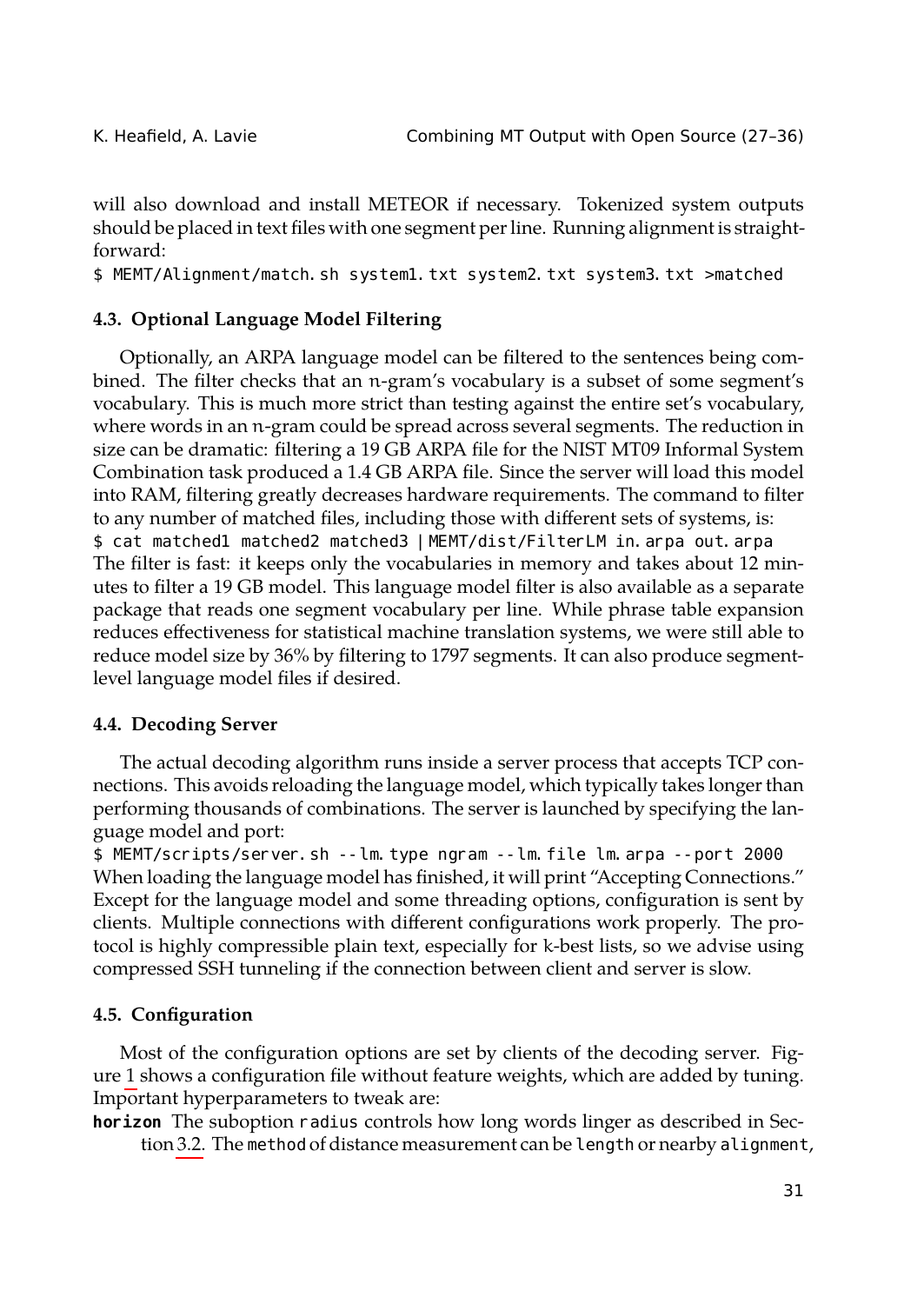will also download and install METEOR if necessary. Tokenized system outputs should be placed in text files with one segment per line. Running alignment is straightforward:

```
$ MEMT/Alignment/match.sh system1.txt system2.txt system3.txt >matched
```

### 4.3. Optional Language Model Filtering

Optionally, an ARPA language model can be filtered to the sentences being combined. The filter checks that an $n$-gram's vocabulary is a subset of some segment's vocabulary. This is much more strict than testing against the entire set's vocabulary, where words in an $n$-gram could be spread across several segments. The reduction in size can be dramatic: filtering a 19 GB ARPA file for the NIST MT09 Informal System Combination task produced a 1.4 GB ARPA file. Since the server will load this model into RAM, filtering greatly decreases hardware requirements. The command to filter to any number of matched files, including those with different sets of systems, is:

```
$ cat matched1 matched2 matched3 | MEMT/dist/FilterLM in.arpa out.arpa
```

The filter is fast: it keeps only the vocabularies in memory and takes about 12 minutes to filter a 19 GB model. This language model filter is also available as a separate package that reads one segment vocabulary per line. While phrase table expansion reduces effectiveness for statistical machine translation systems, we were still able to reduce model size by 36% by filtering to 1797 segments. It can also produce segment-level language model files if desired.

### 4.4. Decoding Server

The actual decoding algorithm runs inside a server process that accepts TCP connections. This avoids reloading the language model, which typically takes longer than performing thousands of combinations. The server is launched by specifying the language model and port:

```
$ MEMT/scripts/server.sh --lm.type ngram --lm.file lm.arpa --port 2000
```

When loading the language model has finished, it will print "Accepting Connections." Except for the language model and some threading options, configuration is sent by clients. Multiple connections with different configurations work properly. The protocol is highly compressible plain text, especially for $k$-best lists, so we advise using compressed SSH tunneling if the connection between client and server is slow.

### 4.5. Configuration

Most of the configuration options are set by clients of the decoding server. Figure 1 shows a configuration file without feature weights, which are added by tuning. Important hyperparameters to tweak are:

**horizon** The suboption `radius` controls how long words linger as described in Section 3.2. The `method` of distance measurement can be `length` or nearby `alignment`,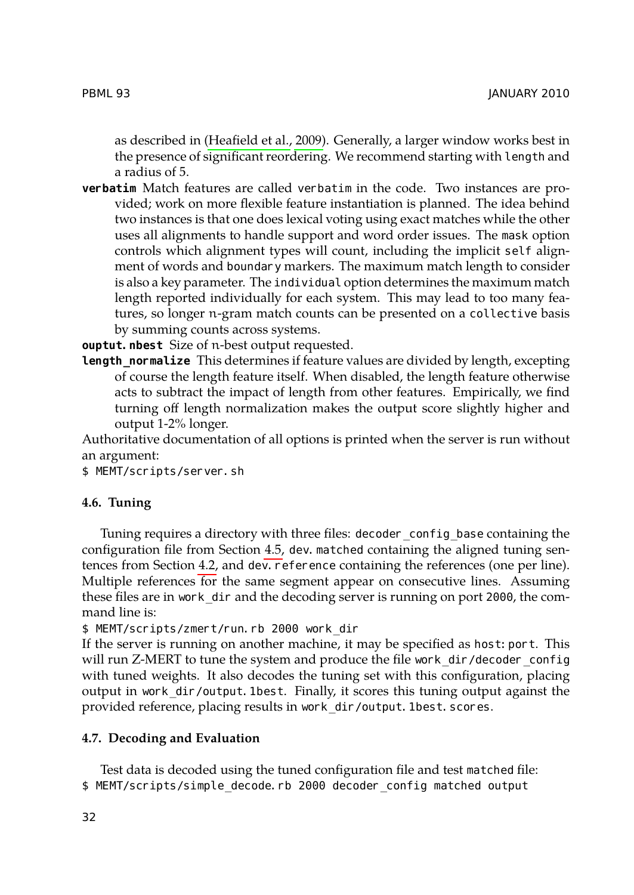as described in (Heafield et al., 2009). Generally, a larger window works best in the presence of significant reordering. We recommend starting with `length` and a radius of 5.

**`verbatim`** Match features are called `verbatim` in the code. Two instances are provided; work on more flexible feature instantiation is planned. The idea behind two instances is that one does lexical voting using exact matches while the other uses all alignments to handle support and word order issues. The `mask` option controls which alignment types will count, including the implicit `self` alignment of words and `boundary` markers. The maximum match length to consider is also a key parameter. The `individual` option determines the maximum match length reported individually for each system. This may lead to too many features, so longer $n$-gram match counts can be presented on a `collective` basis by summing counts across systems.

**`ouptut.nbest`** Size of $n$-best output requested.

**`length_normalize`** This determines if feature values are divided by length, excepting of course the length feature itself. When disabled, the length feature otherwise acts to subtract the impact of length from other features. Empirically, we find turning off length normalization makes the output score slightly higher and output 1-2% longer.

Authoritative documentation of all options is printed when the server is run without an argument:

```
$ MEMT/scripts/server.sh
```

### 4.6. Tuning

Tuning requires a directory with three files: `decoder_config_base` containing the configuration file from Section 4.5, `dev.matched` containing the aligned tuning sentences from Section 4.2, and `dev.reference` containing the references (one per line). Multiple references for the same segment appear on consecutive lines. Assuming these files are in `work_dir` and the decoding server is running on port `2000`, the command line is:

```
$ MEMT/scripts/zmert/run.rb 2000 work_dir
```

If the server is running on another machine, it may be specified as `host:port`. This will run Z-MERT to tune the system and produce the file `work_dir/decoder_config` with tuned weights. It also decodes the tuning set with this configuration, placing output in `work_dir/output.1best`. Finally, it scores this tuning output against the provided reference, placing results in `work_dir/output.1best.scores`.

### 4.7. Decoding and Evaluation

Test data is decoded using the tuned configuration file and test `matched` file:

```
$ MEMT/scripts/simple_decode.rb 2000 decoder_config matched output
```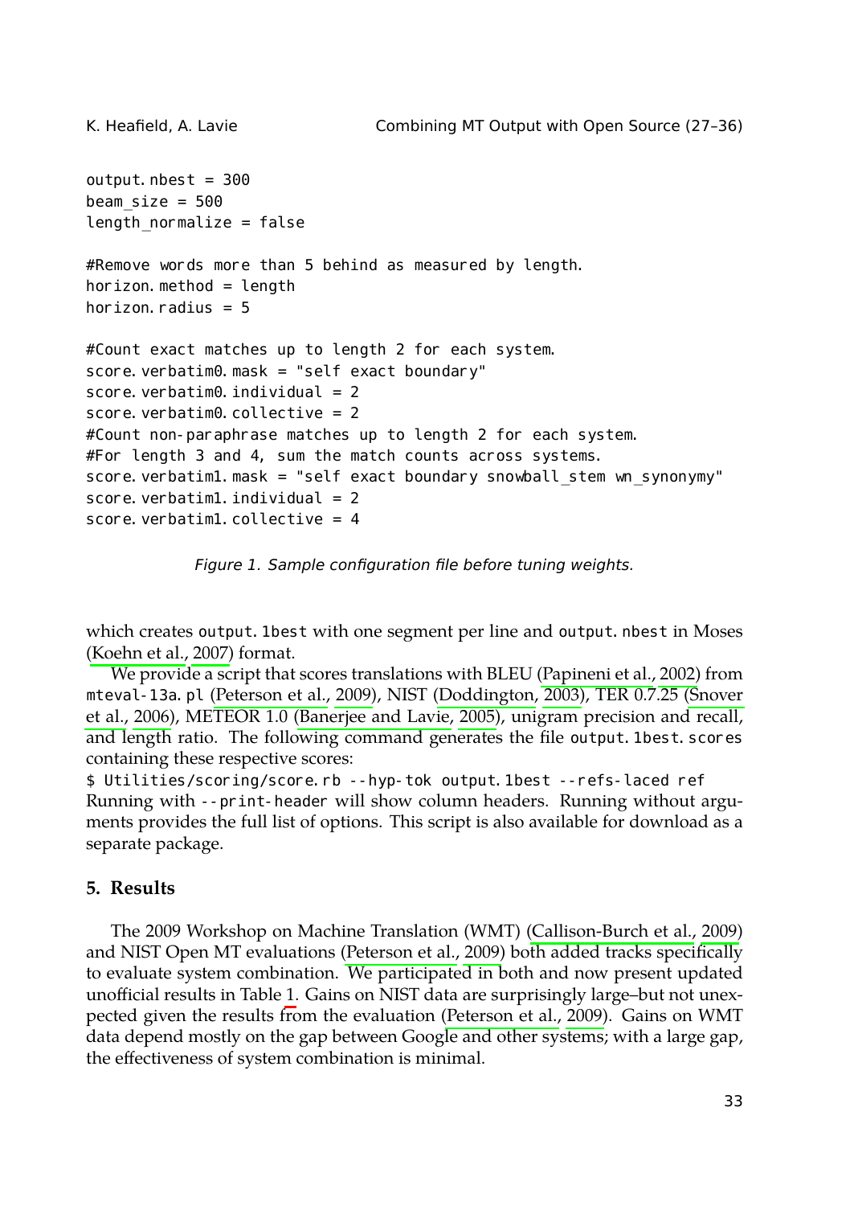```
output.nbest = 300
beam_size = 500
length_normalize = false

#Remove words more than 5 behind as measured by length.
horizon.method = length
horizon.radius = 5

#Count exact matches up to length 2 for each system.
score.verbatim0.mask = "self exact boundary"
score.verbatim0.individual = 2
score.verbatim0.collective = 2
#Count non-paraphrase matches up to length 2 for each system.
#For length 3 and 4, sum the match counts across systems.
score.verbatim1.mask = "self exact boundary snowball_stem wn_synonymy"
score.verbatim1.individual = 2
score.verbatim1.collective = 4
```

*Figure 1. Sample configuration file before tuning weights.*

which creates `output.1best` with one segment per line and `output.nbest` in Moses (Koehn et al., 2007) format.

We provide a script that scores translations with BLEU (Papineni et al., 2002) from `mteval-13a.pl` (Peterson et al., 2009), NIST (Doddington, 2003), TER 0.7.25 (Snover et al., 2006), METEOR 1.0 (Banerjee and Lavie, 2005), unigram precision and recall, and length ratio. The following command generates the file `output.1best.scores` containing these respective scores:

```
$ Utilities/scoring/score.rb --hyp-tok output.1best --refs-laced ref
```

Running with `--print-header` will show column headers. Running without arguments provides the full list of options. This script is also available for download as a separate package.

## 5. Results

The 2009 Workshop on Machine Translation (WMT) (Callison-Burch et al., 2009) and NIST Open MT evaluations (Peterson et al., 2009) both added tracks specifically to evaluate system combination. We participated in both and now present updated unofficial results in Table 1. Gains on NIST data are surprisingly large–but not unexpected given the results from the evaluation (Peterson et al., 2009). Gains on WMT data depend mostly on the gap between Google and other systems; with a large gap, the effectiveness of system combination is minimal.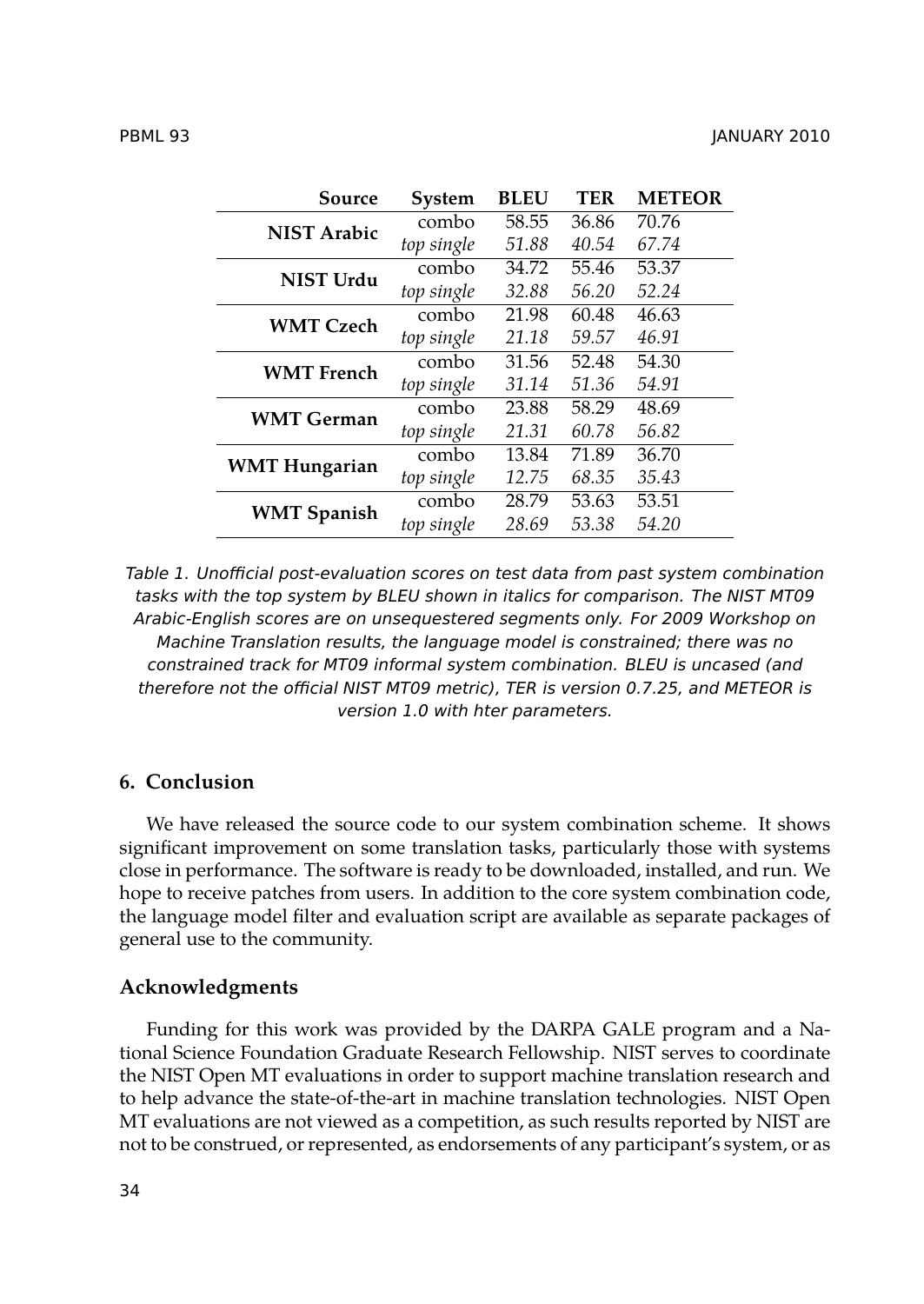| Source | System | BLEU | TER | METEOR |
|---|---|---|---|---|
| **NIST Arabic** | combo | 58.55 | 36.86 | 70.76 |
| | *top single* | *51.88* | *40.54* | *67.74* |
| **NIST Urdu** | combo | 34.72 | 55.46 | 53.37 |
| | *top single* | *32.88* | *56.20* | *52.24* |
| **WMT Czech** | combo | 21.98 | 60.48 | 46.63 |
| | *top single* | *21.18* | *59.57* | *46.91* |
| **WMT French** | combo | 31.56 | 52.48 | 54.30 |
| | *top single* | *31.14* | *51.36* | *54.91* |
| **WMT German** | combo | 23.88 | 58.29 | 48.69 |
| | *top single* | *21.31* | *60.78* | *56.82* |
| **WMT Hungarian** | combo | 13.84 | 71.89 | 36.70 |
| | *top single* | *12.75* | *68.35* | *35.43* |
| **WMT Spanish** | combo | 28.79 | 53.63 | 53.51 |
| | *top single* | *28.69* | *53.38* | *54.20* |

*Table 1. Unofficial post-evaluation scores on test data from past system combination tasks with the top system by BLEU shown in italics for comparison. The NIST MT09 Arabic-English scores are on unsequestered segments only. For 2009 Workshop on Machine Translation results, the language model is constrained; there was no constrained track for MT09 informal system combination. BLEU is uncased (and therefore not the official NIST MT09 metric), TER is version 0.7.25, and METEOR is version 1.0 with hter parameters.*

## 6. Conclusion

We have released the source code to our system combination scheme. It shows significant improvement on some translation tasks, particularly those with systems close in performance. The software is ready to be downloaded, installed, and run. We hope to receive patches from users. In addition to the core system combination code, the language model filter and evaluation script are available as separate packages of general use to the community.

## Acknowledgments

Funding for this work was provided by the DARPA GALE program and a National Science Foundation Graduate Research Fellowship. NIST serves to coordinate the NIST Open MT evaluations in order to support machine translation research and to help advance the state-of-the-art in machine translation technologies. NIST Open MT evaluations are not viewed as a competition, as such results reported by NIST are not to be construed, or represented, as endorsements of any participant's system, or as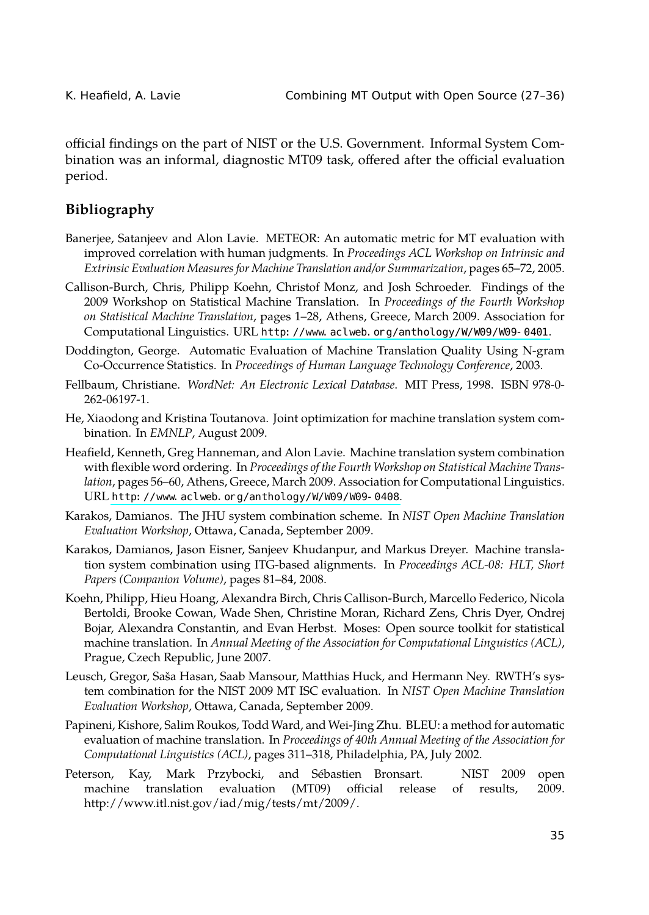official findings on the part of NIST or the U.S. Government. Informal System Combination was an informal, diagnostic MT09 task, offered after the official evaluation period.

## Bibliography

Banerjee, Satanjeev and Alon Lavie. METEOR: An automatic metric for MT evaluation with improved correlation with human judgments. In *Proceedings ACL Workshop on Intrinsic and Extrinsic Evaluation Measures for Machine Translation and/or Summarization*, pages 65–72, 2005.

Callison-Burch, Chris, Philipp Koehn, Christof Monz, and Josh Schroeder. Findings of the 2009 Workshop on Statistical Machine Translation. In *Proceedings of the Fourth Workshop on Statistical Machine Translation*, pages 1–28, Athens, Greece, March 2009. Association for Computational Linguistics. URL http://www.aclweb.org/anthology/W/W09/W09-0401.

Doddington, George. Automatic Evaluation of Machine Translation Quality Using N-gram Co-Occurrence Statistics. In *Proceedings of Human Language Technology Conference*, 2003.

Fellbaum, Christiane. *WordNet: An Electronic Lexical Database*. MIT Press, 1998. ISBN 978-0-262-06197-1.

He, Xiaodong and Kristina Toutanova. Joint optimization for machine translation system combination. In *EMNLP*, August 2009.

Heafield, Kenneth, Greg Hanneman, and Alon Lavie. Machine translation system combination with flexible word ordering. In *Proceedings of the Fourth Workshop on Statistical Machine Translation*, pages 56–60, Athens, Greece, March 2009. Association for Computational Linguistics. URL http://www.aclweb.org/anthology/W/W09/W09-0408.

Karakos, Damianos. The JHU system combination scheme. In *NIST Open Machine Translation Evaluation Workshop*, Ottawa, Canada, September 2009.

Karakos, Damianos, Jason Eisner, Sanjeev Khudanpur, and Markus Dreyer. Machine translation system combination using ITG-based alignments. In *Proceedings ACL-08: HLT, Short Papers (Companion Volume)*, pages 81–84, 2008.

Koehn, Philipp, Hieu Hoang, Alexandra Birch, Chris Callison-Burch, Marcello Federico, Nicola Bertoldi, Brooke Cowan, Wade Shen, Christine Moran, Richard Zens, Chris Dyer, Ondrej Bojar, Alexandra Constantin, and Evan Herbst. Moses: Open source toolkit for statistical machine translation. In *Annual Meeting of the Association for Computational Linguistics (ACL)*, Prague, Czech Republic, June 2007.

Leusch, Gregor, Saša Hasan, Saab Mansour, Matthias Huck, and Hermann Ney. RWTH's system combination for the NIST 2009 MT ISC evaluation. In *NIST Open Machine Translation Evaluation Workshop*, Ottawa, Canada, September 2009.

Papineni, Kishore, Salim Roukos, Todd Ward, and Wei-Jing Zhu. BLEU: a method for automatic evaluation of machine translation. In *Proceedings of 40th Annual Meeting of the Association for Computational Linguistics (ACL)*, pages 311–318, Philadelphia, PA, July 2002.

Peterson, Kay, Mark Przybocki, and Sébastien Bronsart. NIST 2009 open machine translation evaluation (MT09) official release of results, 2009. http://www.itl.nist.gov/iad/mig/tests/mt/2009/.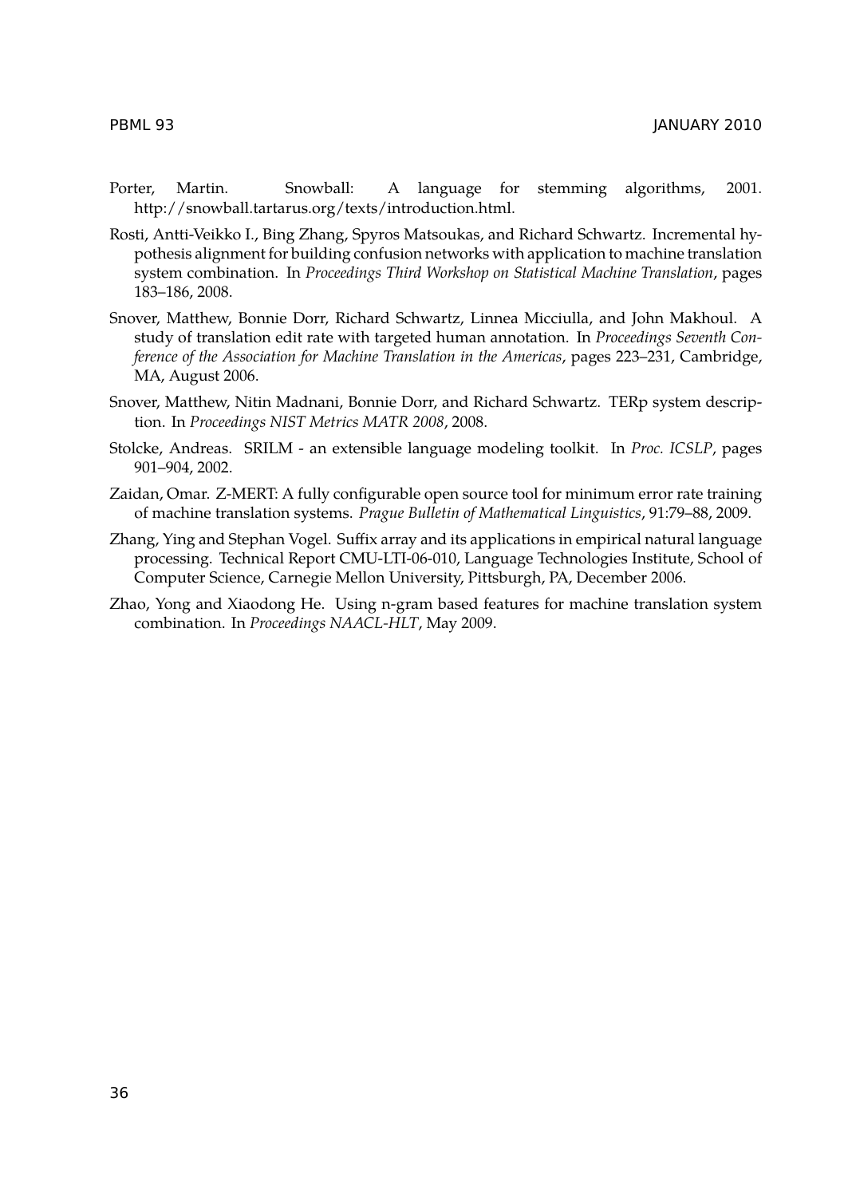Porter, Martin. Snowball: A language for stemming algorithms, 2001. http://snowball.tartarus.org/texts/introduction.html.

Rosti, Antti-Veikko I., Bing Zhang, Spyros Matsoukas, and Richard Schwartz. Incremental hypothesis alignment for building confusion networks with application to machine translation system combination. In *Proceedings Third Workshop on Statistical Machine Translation*, pages 183–186, 2008.

Snover, Matthew, Bonnie Dorr, Richard Schwartz, Linnea Micciulla, and John Makhoul. A study of translation edit rate with targeted human annotation. In *Proceedings Seventh Conference of the Association for Machine Translation in the Americas*, pages 223–231, Cambridge, MA, August 2006.

Snover, Matthew, Nitin Madnani, Bonnie Dorr, and Richard Schwartz. TERp system description. In *Proceedings NIST Metrics MATR 2008*, 2008.

Stolcke, Andreas. SRILM - an extensible language modeling toolkit. In *Proc. ICSLP*, pages 901–904, 2002.

Zaidan, Omar. Z-MERT: A fully configurable open source tool for minimum error rate training of machine translation systems. *Prague Bulletin of Mathematical Linguistics*, 91:79–88, 2009.

Zhang, Ying and Stephan Vogel. Suffix array and its applications in empirical natural language processing. Technical Report CMU-LTI-06-010, Language Technologies Institute, School of Computer Science, Carnegie Mellon University, Pittsburgh, PA, December 2006.

Zhao, Yong and Xiaodong He. Using n-gram based features for machine translation system combination. In *Proceedings NAACL-HLT*, May 2009.